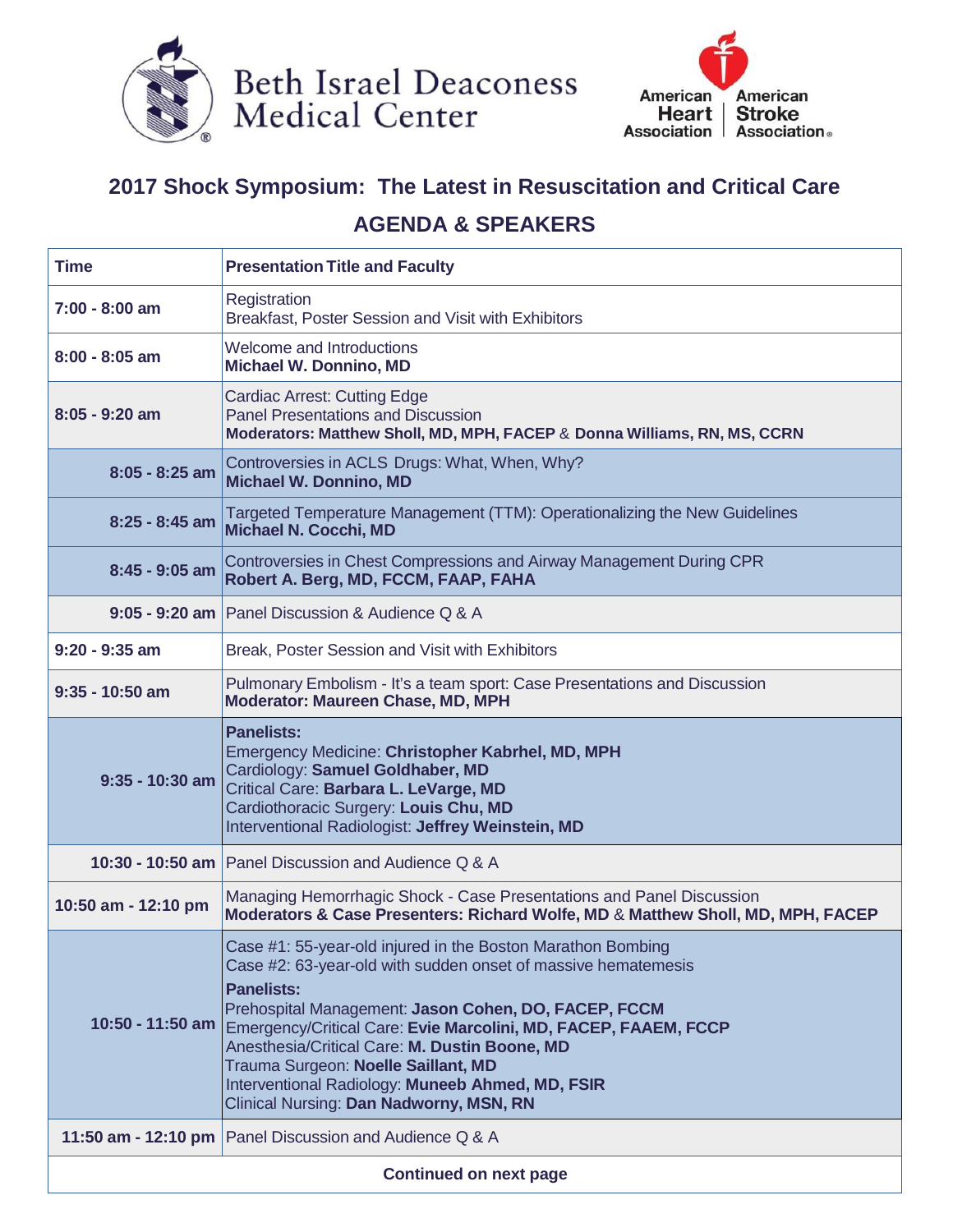Beth Israel Deaconess Medical Center

American Heart Association | American Stroke Association

## 2017 Shock Symposium: The Latest in Resuscitation and Critical Care

## AGENDA & SPEAKERS

| Time | Presentation Title and Faculty |
|---|---|
| 7:00 - 8:00 am | Registration<br>Breakfast, Poster Session and Visit with Exhibitors |
| 8:00 - 8:05 am | Welcome and Introductions<br>**Michael W. Donnino, MD** |
| 8:05 - 9:20 am | Cardiac Arrest: Cutting Edge<br>Panel Presentations and Discussion<br>**Moderators: Matthew Sholl, MD, MPH, FACEP** & **Donna Williams, RN, MS, CCRN** |
| 8:05 - 8:25 am | Controversies in ACLS Drugs: What, When, Why?<br>**Michael W. Donnino, MD** |
| 8:25 - 8:45 am | Targeted Temperature Management (TTM): Operationalizing the New Guidelines<br>**Michael N. Cocchi, MD** |
| 8:45 - 9:05 am | Controversies in Chest Compressions and Airway Management During CPR<br>**Robert A. Berg, MD, FCCM, FAAP, FAHA** |
| 9:05 - 9:20 am | Panel Discussion & Audience Q & A |
| 9:20 - 9:35 am | Break, Poster Session and Visit with Exhibitors |
| 9:35 - 10:50 am | Pulmonary Embolism - It's a team sport: Case Presentations and Discussion<br>**Moderator: Maureen Chase, MD, MPH** |
| 9:35 - 10:30 am | **Panelists:**<br>Emergency Medicine: **Christopher Kabrhel, MD, MPH**<br>Cardiology: **Samuel Goldhaber, MD**<br>Critical Care: **Barbara L. LeVarge, MD**<br>Cardiothoracic Surgery: **Louis Chu, MD**<br>Interventional Radiologist: **Jeffrey Weinstein, MD** |
| 10:30 - 10:50 am | Panel Discussion and Audience Q & A |
| 10:50 am - 12:10 pm | Managing Hemorrhagic Shock - Case Presentations and Panel Discussion<br>**Moderators & Case Presenters: Richard Wolfe, MD** & **Matthew Sholl, MD, MPH, FACEP** |
| 10:50 - 11:50 am | Case #1: 55-year-old injured in the Boston Marathon Bombing<br>Case #2: 63-year-old with sudden onset of massive hematemesis<br>**Panelists:**<br>Prehospital Management: **Jason Cohen, DO, FACEP, FCCM**<br>Emergency/Critical Care: **Evie Marcolini, MD, FACEP, FAAEM, FCCP**<br>Anesthesia/Critical Care: **M. Dustin Boone, MD**<br>Trauma Surgeon: **Noelle Saillant, MD**<br>Interventional Radiology: **Muneeb Ahmed, MD, FSIR**<br>Clinical Nursing: **Dan Nadworny, MSN, RN** |
| 11:50 am - 12:10 pm | Panel Discussion and Audience Q & A |

**Continued on next page**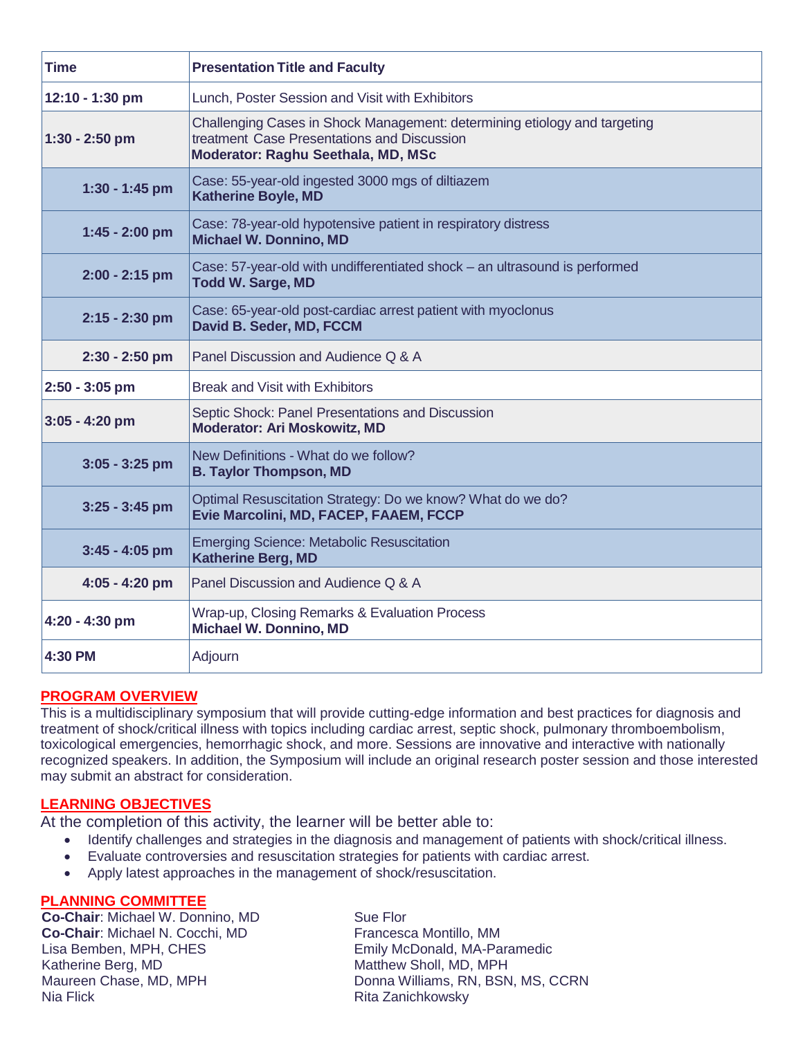| Time | Presentation Title and Faculty |
| --- | --- |
| 12:10 - 1:30 pm | Lunch, Poster Session and Visit with Exhibitors |
| 1:30 - 2:50 pm | Challenging Cases in Shock Management: determining etiology and targeting treatment Case Presentations and Discussion<br>**Moderator: Raghu Seethala, MD, MSc** |
| 1:30 - 1:45 pm | Case: 55-year-old ingested 3000 mgs of diltiazem<br>**Katherine Boyle, MD** |
| 1:45 - 2:00 pm | Case: 78-year-old hypotensive patient in respiratory distress<br>**Michael W. Donnino, MD** |
| 2:00 - 2:15 pm | Case: 57-year-old with undifferentiated shock – an ultrasound is performed<br>**Todd W. Sarge, MD** |
| 2:15 - 2:30 pm | Case: 65-year-old post-cardiac arrest patient with myoclonus<br>**David B. Seder, MD, FCCM** |
| 2:30 - 2:50 pm | Panel Discussion and Audience Q & A |
| 2:50 - 3:05 pm | Break and Visit with Exhibitors |
| 3:05 - 4:20 pm | Septic Shock: Panel Presentations and Discussion<br>**Moderator: Ari Moskowitz, MD** |
| 3:05 - 3:25 pm | New Definitions - What do we follow?<br>**B. Taylor Thompson, MD** |
| 3:25 - 3:45 pm | Optimal Resuscitation Strategy: Do we know? What do we do?<br>**Evie Marcolini, MD, FACEP, FAAEM, FCCP** |
| 3:45 - 4:05 pm | Emerging Science: Metabolic Resuscitation<br>**Katherine Berg, MD** |
| 4:05 - 4:20 pm | Panel Discussion and Audience Q & A |
| 4:20 - 4:30 pm | Wrap-up, Closing Remarks & Evaluation Process<br>**Michael W. Donnino, MD** |
| 4:30 PM | Adjourn |

## PROGRAM OVERVIEW

This is a multidisciplinary symposium that will provide cutting-edge information and best practices for diagnosis and treatment of shock/critical illness with topics including cardiac arrest, septic shock, pulmonary thromboembolism, toxicological emergencies, hemorrhagic shock, and more. Sessions are innovative and interactive with nationally recognized speakers. In addition, the Symposium will include an original research poster session and those interested may submit an abstract for consideration.

## LEARNING OBJECTIVES

At the completion of this activity, the learner will be better able to:

- Identify challenges and strategies in the diagnosis and management of patients with shock/critical illness.
- Evaluate controversies and resuscitation strategies for patients with cardiac arrest.
- Apply latest approaches in the management of shock/resuscitation.

## PLANNING COMMITTEE

**Co-Chair**: Michael W. Donnino, MD
**Co-Chair**: Michael N. Cocchi, MD
Lisa Bemben, MPH, CHES
Katherine Berg, MD
Maureen Chase, MD, MPH
Nia Flick
Sue Flor
Francesca Montillo, MM
Emily McDonald, MA-Paramedic
Matthew Sholl, MD, MPH
Donna Williams, RN, BSN, MS, CCRN
Rita Zanichkowsky